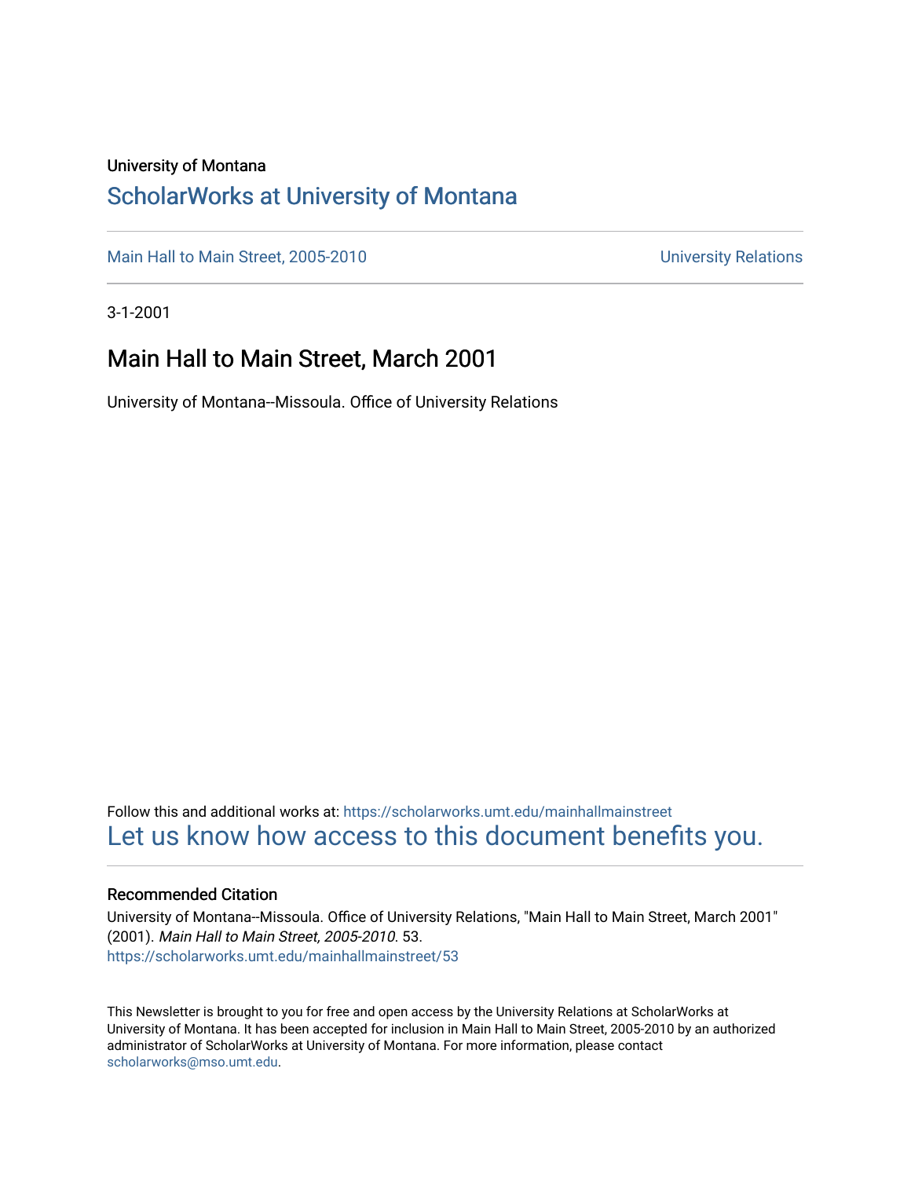University of Montana

# ScholarWorks at University of Montana

Main Hall to Main Street, 2005-2010 University Relations

3-1-2001

## Main Hall to Main Street, March 2001

University of Montana--Missoula. Office of University Relations

Follow this and additional works at: https://scholarworks.umt.edu/mainhallmainstreet

Let us know how access to this document benefits you.

### Recommended Citation

University of Montana--Missoula. Office of University Relations, "Main Hall to Main Street, March 2001" (2001). *Main Hall to Main Street, 2005-2010*. 53.
https://scholarworks.umt.edu/mainhallmainstreet/53

This Newsletter is brought to you for free and open access by the University Relations at ScholarWorks at University of Montana. It has been accepted for inclusion in Main Hall to Main Street, 2005-2010 by an authorized administrator of ScholarWorks at University of Montana. For more information, please contact scholarworks@mso.umt.edu.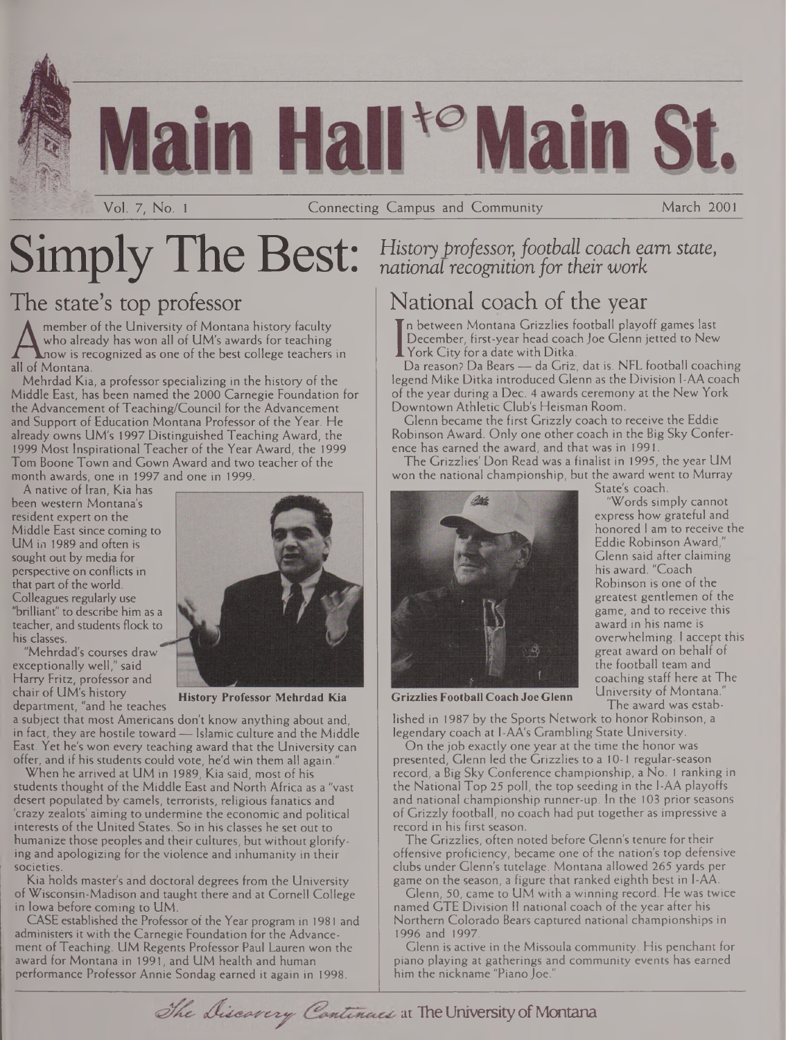# Main Hall to Main St.

Vol. 7, No. 1 — Connecting Campus and Community — March 2001

# Simply The Best: *History professor, football coach earn state, national recognition for their work*

## The state's top professor

A member of the University of Montana history faculty who already has won all of UM's awards for teaching now is recognized as one of the best college teachers in all of Montana.

Mehrdad Kia, a professor specializing in the history of the Middle East, has been named the 2000 Carnegie Foundation for the Advancement of Teaching/Council for the Advancement and Support of Education Montana Professor of the Year. He already owns UM's 1997 Distinguished Teaching Award, the 1999 Most Inspirational Teacher of the Year Award, the 1999 Tom Boone Town and Gown Award and two teacher of the month awards, one in 1997 and one in 1999.

A native of Iran, Kia has been western Montana's resident expert on the Middle East since coming to UM in 1989 and often is sought out by media for perspective on conflicts in that part of the world. Colleagues regularly use "brilliant" to describe him as a teacher, and students flock to his classes.

History Professor Mehrdad Kia

"Mehrdad's courses draw exceptionally well," said Harry Fritz, professor and chair of UM's history department, "and he teaches a subject that most Americans don't know anything about and, in fact, they are hostile toward — Islamic culture and the Middle East. Yet he's won every teaching award that the University can offer, and if his students could vote, he'd win them all again."

When he arrived at UM in 1989, Kia said, most of his students thought of the Middle East and North Africa as a "vast desert populated by camels, terrorists, religious fanatics and 'crazy zealots' aiming to undermine the economic and political interests of the United States. So in his classes he set out to humanize those peoples and their cultures, but without glorifying and apologizing for the violence and inhumanity in their societies.

Kia holds master's and doctoral degrees from the University of Wisconsin-Madison and taught there and at Cornell College in Iowa before coming to UM.

CASE established the Professor of the Year program in 1981 and administers it with the Carnegie Foundation for the Advancement of Teaching. UM Regents Professor Paul Lauren won the award for Montana in 1991, and UM health and human performance Professor Annie Sondag earned it again in 1998.

## National coach of the year

In between Montana Grizzlies football playoff games last December, first-year head coach Joe Glenn jetted to New York City for a date with Ditka.

Da reason? Da Bears — da Griz, dat is. NFL football coaching legend Mike Ditka introduced Glenn as the Division I-AA coach of the year during a Dec. 4 awards ceremony at the New York Downtown Athletic Club's Heisman Room.

Glenn became the first Grizzly coach to receive the Eddie Robinson Award. Only one other coach in the Big Sky Conference has earned the award, and that was in 1991.

The Grizzlies' Don Read was a finalist in 1995, the year UM won the national championship, but the award went to Murray State's coach.

Grizzlies Football Coach Joe Glenn

"Words simply cannot express how grateful and honored I am to receive the Eddie Robinson Award," Glenn said after claiming his award. "Coach Robinson is one of the greatest gentlemen of the game, and to receive this award in his name is overwhelming. I accept this great award on behalf of the football team and coaching staff here at The University of Montana."

The award was established in 1987 by the Sports Network to honor Robinson, a legendary coach at I-AA's Grambling State University.

On the job exactly one year at the time the honor was presented, Glenn led the Grizzlies to a 10-1 regular-season record, a Big Sky Conference championship, a No. 1 ranking in the National Top 25 poll, the top seeding in the I-AA playoffs and national championship runner-up. In the 103 prior seasons of Grizzly football, no coach had put together as impressive a record in his first season.

The Grizzlies, often noted before Glenn's tenure for their offensive proficiency, became one of the nation's top defensive clubs under Glenn's tutelage. Montana allowed 265 yards per game on the season, a figure that ranked eighth best in I-AA.

Glenn, 50, came to UM with a winning record. He was twice named GTE Division II national coach of the year after his Northern Colorado Bears captured national championships in 1996 and 1997.

Glenn is active in the Missoula community. His penchant for piano playing at gatherings and community events has earned him the nickname "Piano Joe."

*The Discovery Continues* at The University of Montana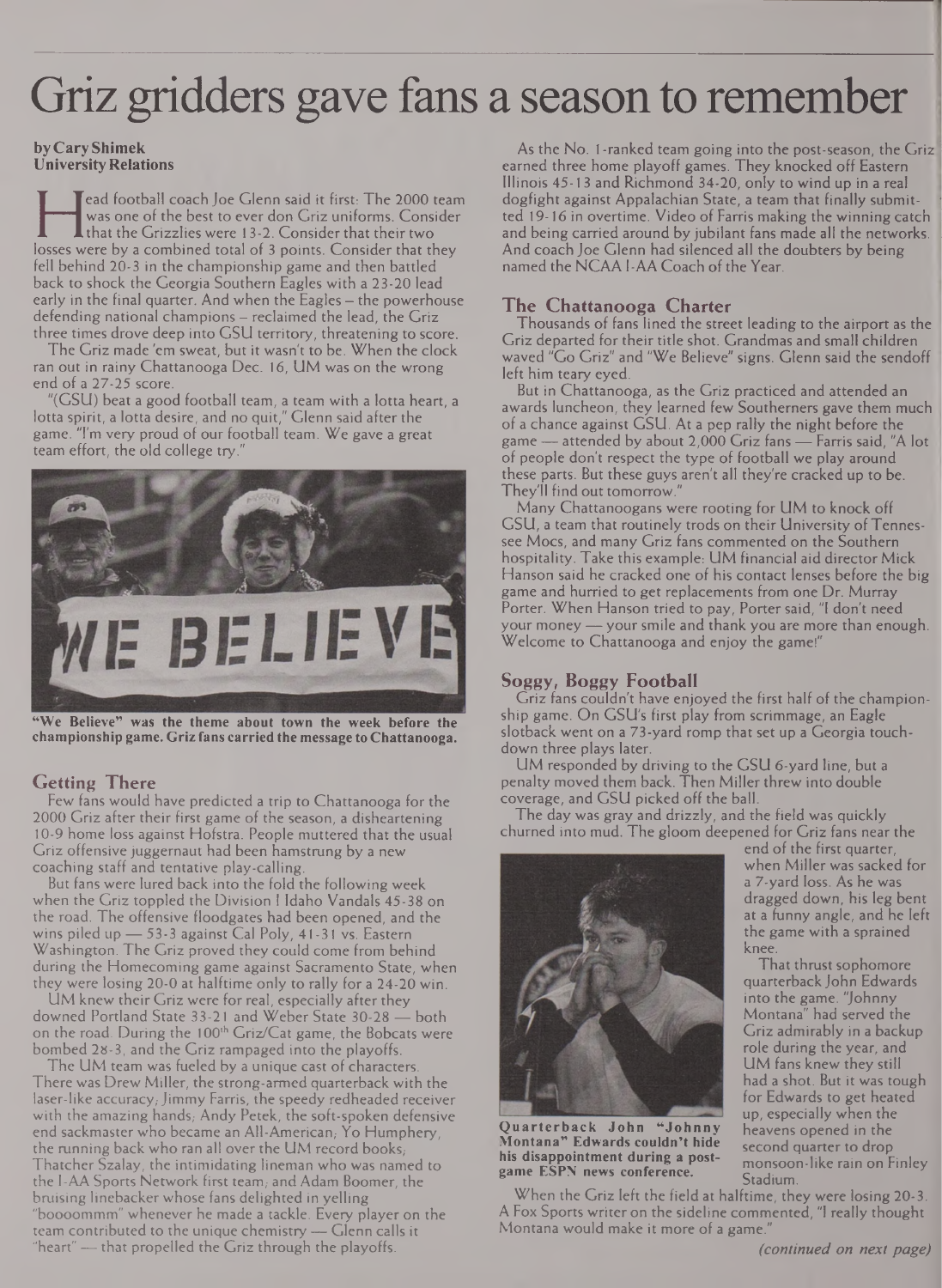# Griz gridders gave fans a season to remember

**by Cary Shimek**
**University Relations**

Head football coach Joe Glenn said it first: The 2000 team was one of the best to ever don Griz uniforms. Consider that the Grizzlies were 13-2. Consider that their two losses were by a combined total of 3 points. Consider that they fell behind 20-3 in the championship game and then battled back to shock the Georgia Southern Eagles with a 23-20 lead early in the final quarter. And when the Eagles – the powerhouse defending national champions – reclaimed the lead, the Griz three times drove deep into GSU territory, threatening to score.

The Griz made 'em sweat, but it wasn't to be. When the clock ran out in rainy Chattanooga Dec. 16, UM was on the wrong end of a 27-25 score.

"(GSU) beat a good football team, a team with a lotta heart, a lotta spirit, a lotta desire, and no quit," Glenn said after the game. "I'm very proud of our football team. We gave a great team effort, the old college try."

**"We Believe" was the theme about town the week before the championship game. Griz fans carried the message to Chattanooga.**

## Getting There

Few fans would have predicted a trip to Chattanooga for the 2000 Griz after their first game of the season, a disheartening 10-9 home loss against Hofstra. People muttered that the usual Griz offensive juggernaut had been hamstrung by a new coaching staff and tentative play-calling.

But fans were lured back into the fold the following week when the Griz toppled the Division I Idaho Vandals 45-38 on the road. The offensive floodgates had been opened, and the wins piled up — 53-3 against Cal Poly, 41-31 vs. Eastern Washington. The Griz proved they could come from behind during the Homecoming game against Sacramento State, when they were losing 20-0 at halftime only to rally for a 24-20 win.

UM knew their Griz were for real, especially after they downed Portland State 33-21 and Weber State 30-28 — both on the road. During the 100th Griz/Cat game, the Bobcats were bombed 28-3, and the Griz rampaged into the playoffs.

The UM team was fueled by a unique cast of characters. There was Drew Miller, the strong-armed quarterback with the laser-like accuracy; Jimmy Farris, the speedy redheaded receiver with the amazing hands; Andy Petek, the soft-spoken defensive end sackmaster who became an All-American; Yo Humphery, the running back who ran all over the UM record books; Thatcher Szalay, the intimidating lineman who was named to the I-AA Sports Network first team; and Adam Boomer, the bruising linebacker whose fans delighted in yelling "boooommm" whenever he made a tackle. Every player on the team contributed to the unique chemistry — Glenn calls it "heart" — that propelled the Griz through the playoffs.

As the No. 1-ranked team going into the post-season, the Griz earned three home playoff games. They knocked off Eastern Illinois 45-13 and Richmond 34-20, only to wind up in a real dogfight against Appalachian State, a team that finally submitted 19-16 in overtime. Video of Farris making the winning catch and being carried around by jubilant fans made all the networks. And coach Joe Glenn had silenced all the doubters by being named the NCAA I-AA Coach of the Year.

## The Chattanooga Charter

Thousands of fans lined the street leading to the airport as the Griz departed for their title shot. Grandmas and small children waved "Go Griz" and "We Believe" signs. Glenn said the sendoff left him teary eyed.

But in Chattanooga, as the Griz practiced and attended an awards luncheon, they learned few Southerners gave them much of a chance against GSU. At a pep rally the night before the game — attended by about 2,000 Griz fans — Farris said, "A lot of people don't respect the type of football we play around these parts. But these guys aren't all they're cracked up to be. They'll find out tomorrow."

Many Chattanoogans were rooting for UM to knock off GSU, a team that routinely trods on their University of Tennessee Mocs, and many Griz fans commented on the Southern hospitality. Take this example: UM financial aid director Mick Hanson said he cracked one of his contact lenses before the big game and hurried to get replacements from one Dr. Murray Porter. When Hanson tried to pay, Porter said, "I don't need your money — your smile and thank you are more than enough. Welcome to Chattanooga and enjoy the game!"

## Soggy, Boggy Football

Griz fans couldn't have enjoyed the first half of the championship game. On GSU's first play from scrimmage, an Eagle slotback went on a 73-yard romp that set up a Georgia touchdown three plays later.

UM responded by driving to the GSU 6-yard line, but a penalty moved them back. Then Miller threw into double coverage, and GSU picked off the ball.

The day was gray and drizzly, and the field was quickly churned into mud. The gloom deepened for Griz fans near the end of the first quarter, when Miller was sacked for a 7-yard loss. As he was dragged down, his leg bent at a funny angle, and he left the game with a sprained knee.

That thrust sophomore quarterback John Edwards into the game. "Johnny Montana" had served the Griz admirably in a backup role during the year, and UM fans knew they still had a shot. But it was tough for Edwards to get heated up, especially when the heavens opened in the second quarter to drop monsoon-like rain on Finley Stadium.

**Quarterback John "Johnny Montana" Edwards couldn't hide his disappointment during a post-game ESPN news conference.**

When the Griz left the field at halftime, they were losing 20-3. A Fox Sports writer on the sideline commented, "I really thought Montana would make it more of a game."

*(continued on next page)*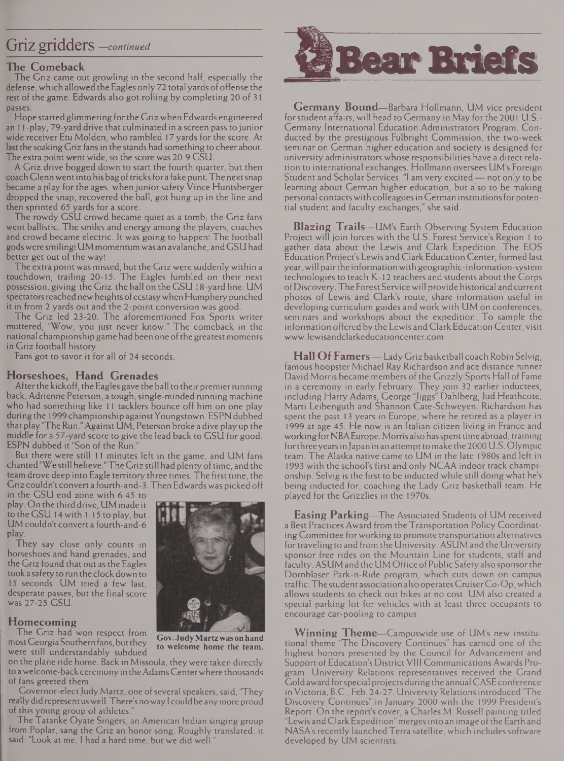## Griz gridders —*continued*

### The Comeback

The Griz came out growling in the second half, especially the defense, which allowed the Eagles only 72 total yards of offense the rest of the game. Edwards also got rolling by completing 20 of 31 passes.

Hope started glimmering for the Griz when Edwards engineered an 11-play, 79-yard drive that culminated in a screen pass to junior wide receiver Etu Molden, who rambled 17 yards for the score. At last the soaking Griz fans in the stands had something to cheer about. The extra point went wide, so the score was 20-9 GSU.

A Griz drive bogged down to start the fourth quarter, but then coach Glenn went into his bag of tricks for a fake punt. The next snap became a play for the ages, when junior safety Vince Huntsberger dropped the snap, recovered the ball, got hung up in the line and then sprinted 65 yards for a score.

The rowdy GSU crowd became quiet as a tomb; the Griz fans went ballistic. The smiles and energy among the players, coaches and crowd became electric. It was going to happen! The football gods were smiling! UM momentum was an avalanche, and GSU had better get out of the way!

The extra point was missed, but the Griz were suddenly within a touchdown, trailing 20-15. The Eagles fumbled on their next possession, giving the Griz the ball on the GSU 18-yard line. UM spectators reached new heights of ecstasy when Humphery punched it in from 2 yards out and the 2-point conversion was good.

The Griz led 23-20. The aforementioned Fox Sports writer muttered, "Wow, you just never know." The comeback in the national championship game had been one of the greatest moments in Griz football history.

Fans got to savor it for all of 24 seconds.

### Horseshoes, Hand Grenades

After the kickoff, the Eagles gave the ball to their premier running back, Adrienne Peterson, a tough, single-minded running machine who had something like 11 tacklers bounce off him on one play during the 1999 championship against Youngstown. ESPN dubbed that play "The Run." Against UM, Peterson broke a dive play up the middle for a 57-yard score to give the lead back to GSU for good. ESPN dubbed it "Son of the Run."

But there were still 11 minutes left in the game, and UM fans chanted "We still believe." The Griz still had plenty of time, and the team drove deep into Eagle territory three times. The first time, the Griz couldn't convert a fourth-and-3. Then Edwards was picked off in the GSU end zone with 6:45 to play. On the third drive, UM made it to the GSU 14 with 1:15 to play, but UM couldn't convert a fourth-and-6 play.

They say close only counts in horseshoes and hand grenades, and the Griz found that out as the Eagles took a safety to run the clock down to 15 seconds. UM tried a few last, desperate passes, but the final score was 27-25 GSU.

### Homecoming

The Griz had won respect from most Georgia Southern fans, but they were still understandably subdued on the plane ride home. Back in Missoula, they were taken directly to a welcome-back ceremony in the Adams Center where thousands of fans greeted them.

Gov. Judy Martz was on hand to welcome home the team.

Governor-elect Judy Martz, one of several speakers, said, "They really did represent us well. There's no way I could be any more proud of this young group of athletes."

The Tatanke Oyate Singers, an American Indian singing group from Poplar, sang the Griz an honor song. Roughly translated, it said: "Look at me, I had a hard time, but we did well."

## Bear Briefs

**Germany Bound**—Barbara Hollmann, UM vice president for student affairs, will head to Germany in May for the 2001 U.S.-Germany International Education Administrators Program. Conducted by the prestigious Fulbright Commission, the two-week seminar on German higher education and society is designed for university administrators whose responsibilities have a direct relation to international exchanges. Hollmann oversees UM's Foreign Student and Scholar Services. "I am very excited — not only to be learning about German higher education, but also to be making personal contacts with colleagues in German institutions for potential student and faculty exchanges," she said.

**Blazing Trails**—UM's Earth Observing System Education Project will join forces with the U.S. Forest Service's Region 1 to gather data about the Lewis and Clark Expedition. The EOS Education Project's Lewis and Clark Education Center, formed last year, will pair the information with geographic-information-system technologies to teach K-12 teachers and students about the Corps of Discovery. The Forest Service will provide historical and current photos of Lewis and Clark's route, share information useful in developing curriculum guides and work with UM on conferences, seminars and workshops about the expedition. To sample the information offered by the Lewis and Clark Education Center, visit www.lewisandclarkeducationcenter.com.

**Hall Of Famers** — Lady Griz basketball coach Robin Selvig, famous hoopster Michael Ray Richardson and ace distance runner David Morris became members of the Grizzly Sports Hall of Fame in a ceremony in early February. They join 32 earlier inductees, including Harry Adams, George "Jiggs" Dahlberg, Jud Heathcote, Marti Leibenguth and Shannon Cate-Schweyen. Richardson has spent the past 13 years in Europe, where he retired as a player in 1999 at age 45. He now is an Italian citizen living in France and working for NBA Europe. Morris also has spent time abroad, training for three years in Japan in an attempt to make the 2000 U.S. Olympic team. The Alaska native came to UM in the late 1980s and left in 1993 with the school's first and only NCAA indoor track championship. Selvig is the first to be inducted while still doing what he's being inducted for, coaching the Lady Griz basketball team. He played for the Grizzlies in the 1970s.

**Easing Parking**—The Associated Students of UM received a Best Practices Award from the Transportation Policy Coordinating Committee for working to promote transportation alternatives for traveling to and from the University. ASUM and the University sponsor free rides on the Mountain Line for students, staff and faculty. ASUM and the UM Office of Public Safety also sponsor the Dornblaser Park-n-Ride program, which cuts down on campus traffic. The student association also operates Cruiser Co-Op, which allows students to check out bikes at no cost. UM also created a special parking lot for vehicles with at least three occupants to encourage car-pooling to campus.

**Winning Theme**—Campuswide use of UM's new institutional theme "The Discovery Continues" has earned one of the highest honors presented by the Council for Advancement and Support of Education's District VIII Communications Awards Program. University Relations representatives received the Grand Gold award for special projects during the annual CASE conference in Victoria, B.C., Feb. 24-27. University Relations introduced "The Discovery Continues" in January 2000 with the 1999 President's Report. On the report's cover, a Charles M. Russell painting titled "Lewis and Clark Expedition" merges into an image of the Earth and NASA's recently launched Terra satellite, which includes software developed by UM scientists.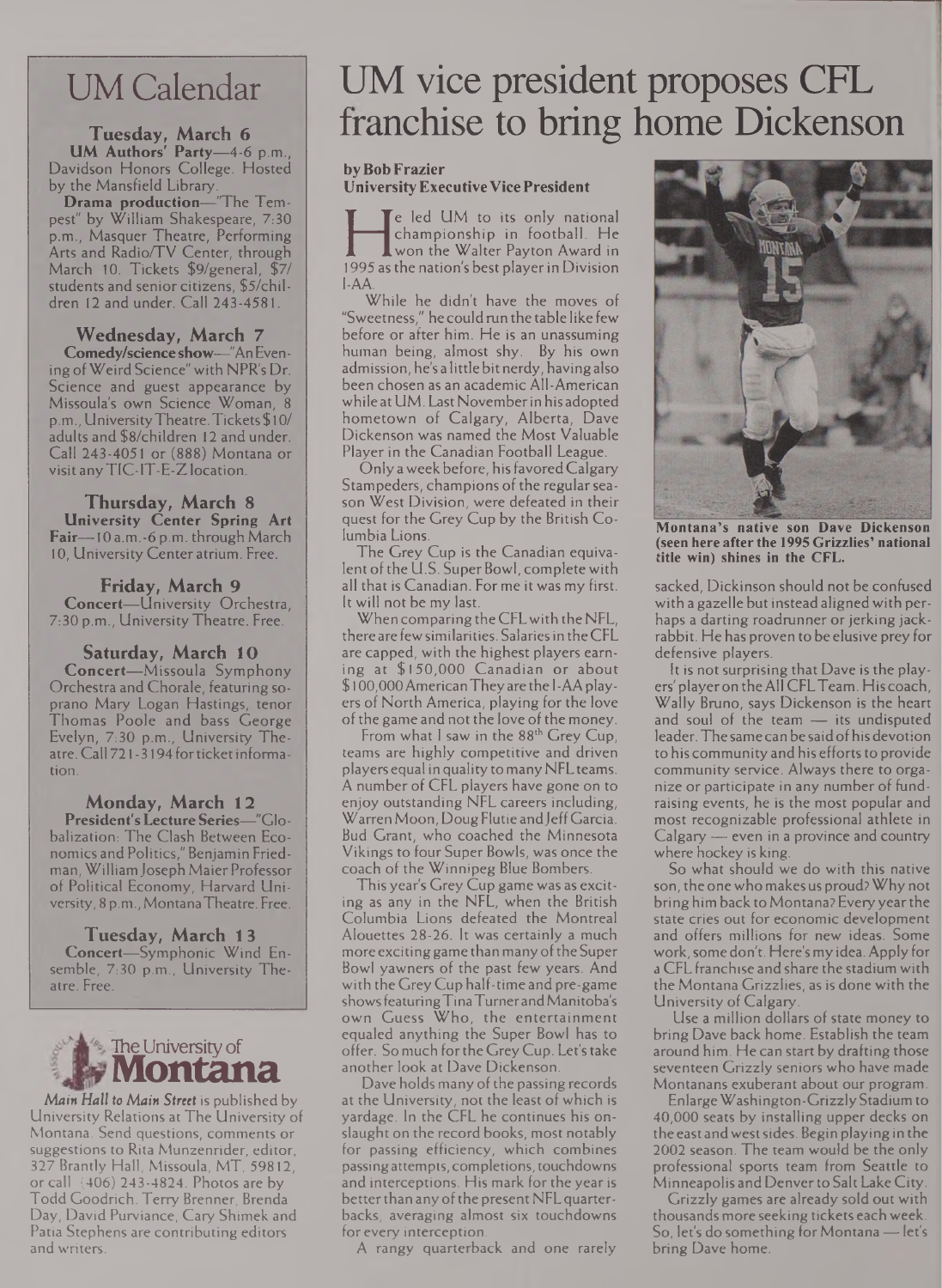# UM Calendar

**Tuesday, March 6**

**UM Authors' Party**—4-6 p.m., Davidson Honors College. Hosted by the Mansfield Library.

**Drama production**—"The Tempest" by William Shakespeare, 7:30 p.m., Masquer Theatre, Performing Arts and Radio/TV Center, through March 10. Tickets $9/general, $7/students and senior citizens, $5/children 12 and under. Call 243-4581.

**Wednesday, March 7**

**Comedy/science show**—"An Evening of Weird Science" with NPR's Dr. Science and guest appearance by Missoula's own Science Woman, 8 p.m., University Theatre. Tickets $10/adults and $8/children 12 and under. Call 243-4051 or (888) Montana or visit any TIC-IT-E-Z location.

**Thursday, March 8**

**University Center Spring Art Fair**—10 a.m.-6 p.m. through March 10, University Center atrium. Free.

**Friday, March 9**

**Concert**—University Orchestra, 7:30 p.m., University Theatre. Free.

**Saturday, March 10**

**Concert**—Missoula Symphony Orchestra and Chorale, featuring soprano Mary Logan Hastings, tenor Thomas Poole and bass George Evelyn, 7:30 p.m., University Theatre. Call 721-3194 for ticket information.

**Monday, March 12**

**President's Lecture Series**—"Globalization: The Clash Between Economics and Politics," Benjamin Friedman, William Joseph Maier Professor of Political Economy, Harvard University, 8 p.m., Montana Theatre. Free.

**Tuesday, March 13**

**Concert**—Symphonic Wind Ensemble, 7:30 p.m., University Theatre. Free.

The University of Montana

*Main Hall to Main Street* is published by University Relations at The University of Montana. Send questions, comments or suggestions to Rita Munzenrider, editor, 327 Brantly Hall, Missoula, MT 59812, or call (406) 243-4824. Photos are by Todd Goodrich. Terry Brenner, Brenda Day, David Purviance, Cary Shimek and Patia Stephens are contributing editors and writers.

# UM vice president proposes CFL franchise to bring home Dickenson

**by Bob Frazier**
**University Executive Vice President**

He led UM to its only national championship in football. He won the Walter Payton Award in 1995 as the nation's best player in Division I-AA.

While he didn't have the moves of "Sweetness," he could run the table like few before or after him. He is an unassuming human being, almost shy. By his own admission, he's a little bit nerdy, having also been chosen as an academic All-American while at UM. Last November in his adopted hometown of Calgary, Alberta, Dave Dickenson was named the Most Valuable Player in the Canadian Football League.

Only a week before, his favored Calgary Stampeders, champions of the regular season West Division, were defeated in their quest for the Grey Cup by the British Columbia Lions.

The Grey Cup is the Canadian equivalent of the U.S. Super Bowl, complete with all that is Canadian. For me it was my first. It will not be my last.

When comparing the CFL with the NFL, there are few similarities. Salaries in the CFL are capped, with the highest players earning at $150,000 Canadian or about $100,000 American They are the I-AA players of North America, playing for the love of the game and not the love of the money.

From what I saw in the 88th Grey Cup, teams are highly competitive and driven players equal in quality to many NFL teams. A number of CFL players have gone on to enjoy outstanding NFL careers, including, Warren Moon, Doug Flutie and Jeff Garcia. Bud Grant, who coached the Minnesota Vikings to four Super Bowls, was once the coach of the Winnipeg Blue Bombers.

This year's Grey Cup game was as exciting as any in the NFL, when the British Columbia Lions defeated the Montreal Alouettes 28-26. It was certainly a much more exciting game than many of the Super Bowl yawners of the past few years. And with the Grey Cup half-time and pre-game shows featuring Tina Turner and Manitoba's own Guess Who, the entertainment equaled anything the Super Bowl has to offer. So much for the Grey Cup. Let's take another look at Dave Dickenson.

Dave holds many of the passing records at the University, not the least of which is yardage. In the CFL he continues his onslaught on the record books, most notably for passing efficiency, which combines passing attempts, completions, touchdowns and interceptions. His mark for the year is better than any of the present NFL quarterbacks, averaging almost six touchdowns for every interception.

A rangy quarterback and one rarely sacked, Dickinson should not be confused with a gazelle but instead aligned with perhaps a darting roadrunner or jerking jackrabbit. He has proven to be elusive prey for defensive players.

It is not surprising that Dave is the players' player on the All CFL Team. His coach, Wally Bruno, says Dickenson is the heart and soul of the team — its undisputed leader. The same can be said of his devotion to his community and his efforts to provide community service. Always there to organize or participate in any number of fundraising events, he is the most popular and most recognizable professional athlete in Calgary — even in a province and country where hockey is king.

So what should we do with this native son, the one who makes us proud? Why not bring him back to Montana? Every year the state cries out for economic development and offers millions for new ideas. Some work, some don't. Here's my idea. Apply for a CFL franchise and share the stadium with the Montana Grizzlies, as is done with the University of Calgary.

Use a million dollars of state money to bring Dave back home. Establish the team around him. He can start by drafting those seventeen Grizzly seniors who have made Montanans exuberant about our program.

Enlarge Washington-Grizzly Stadium to 40,000 seats by installing upper decks on the east and west sides. Begin playing in the 2002 season. The team would be the only professional sports team from Seattle to Minneapolis and Denver to Salt Lake City.

Grizzly games are already sold out with thousands more seeking tickets each week. So, let's do something for Montana — let's bring Dave home.

**Montana's native son Dave Dickenson (seen here after the 1995 Grizzlies' national title win) shines in the CFL.**